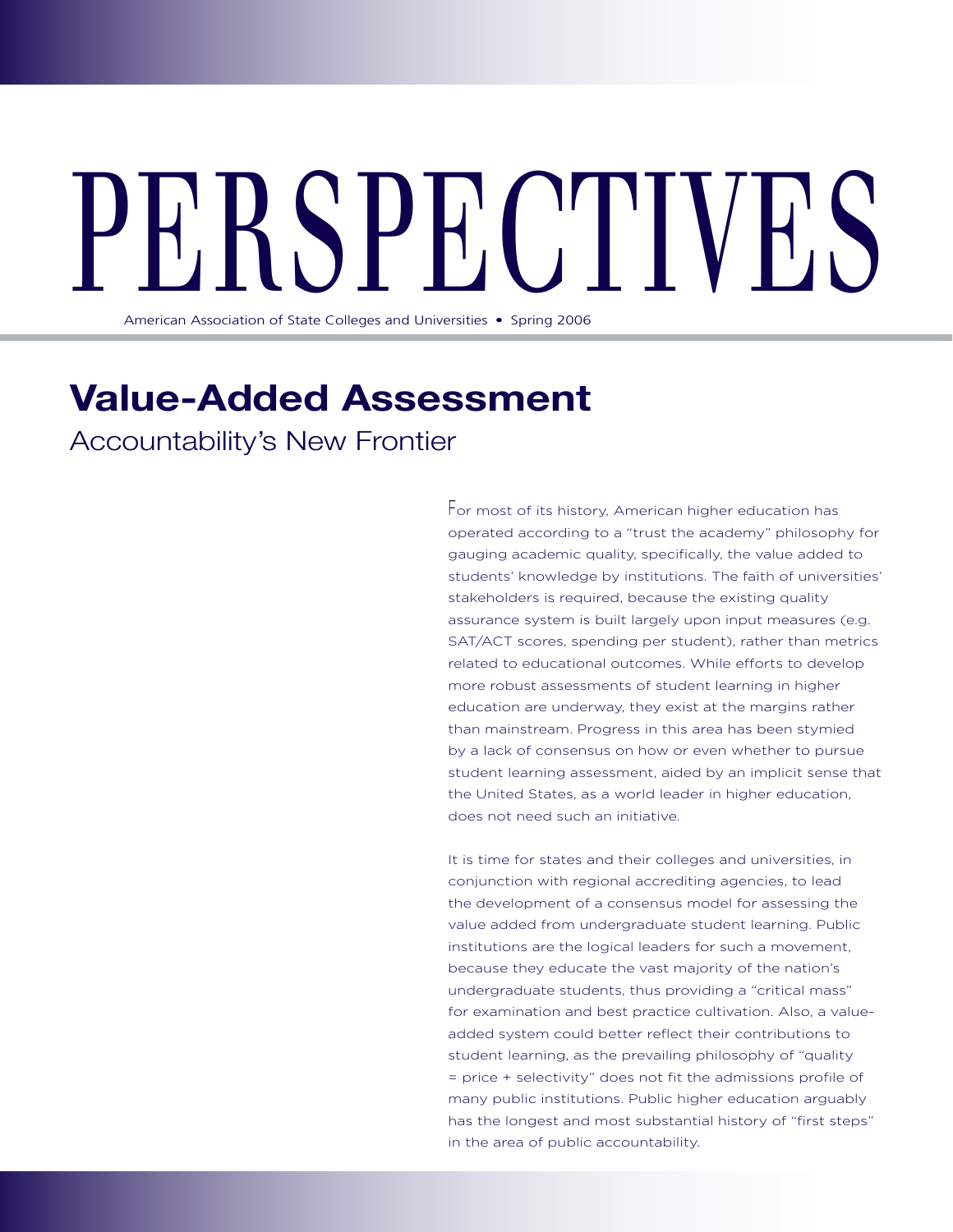# PERSPECTIVES

American Association of State Colleges and Universities • Spring 2006

## Value-Added Assessment

### Accountability's New Frontier

For most of its history, American higher education has operated according to a "trust the academy" philosophy for gauging academic quality, specifically, the value added to students' knowledge by institutions. The faith of universities' stakeholders is required, because the existing quality assurance system is built largely upon input measures (e.g. SAT/ACT scores, spending per student), rather than metrics related to educational outcomes. While efforts to develop more robust assessments of student learning in higher education are underway, they exist at the margins rather than mainstream. Progress in this area has been stymied by a lack of consensus on how or even whether to pursue student learning assessment, aided by an implicit sense that the United States, as a world leader in higher education, does not need such an initiative.

It is time for states and their colleges and universities, in conjunction with regional accrediting agencies, to lead the development of a consensus model for assessing the value added from undergraduate student learning. Public institutions are the logical leaders for such a movement, because they educate the vast majority of the nation's undergraduate students, thus providing a "critical mass" for examination and best practice cultivation. Also, a value-added system could better reflect their contributions to student learning, as the prevailing philosophy of "quality = price + selectivity" does not fit the admissions profile of many public institutions. Public higher education arguably has the longest and most substantial history of "first steps" in the area of public accountability.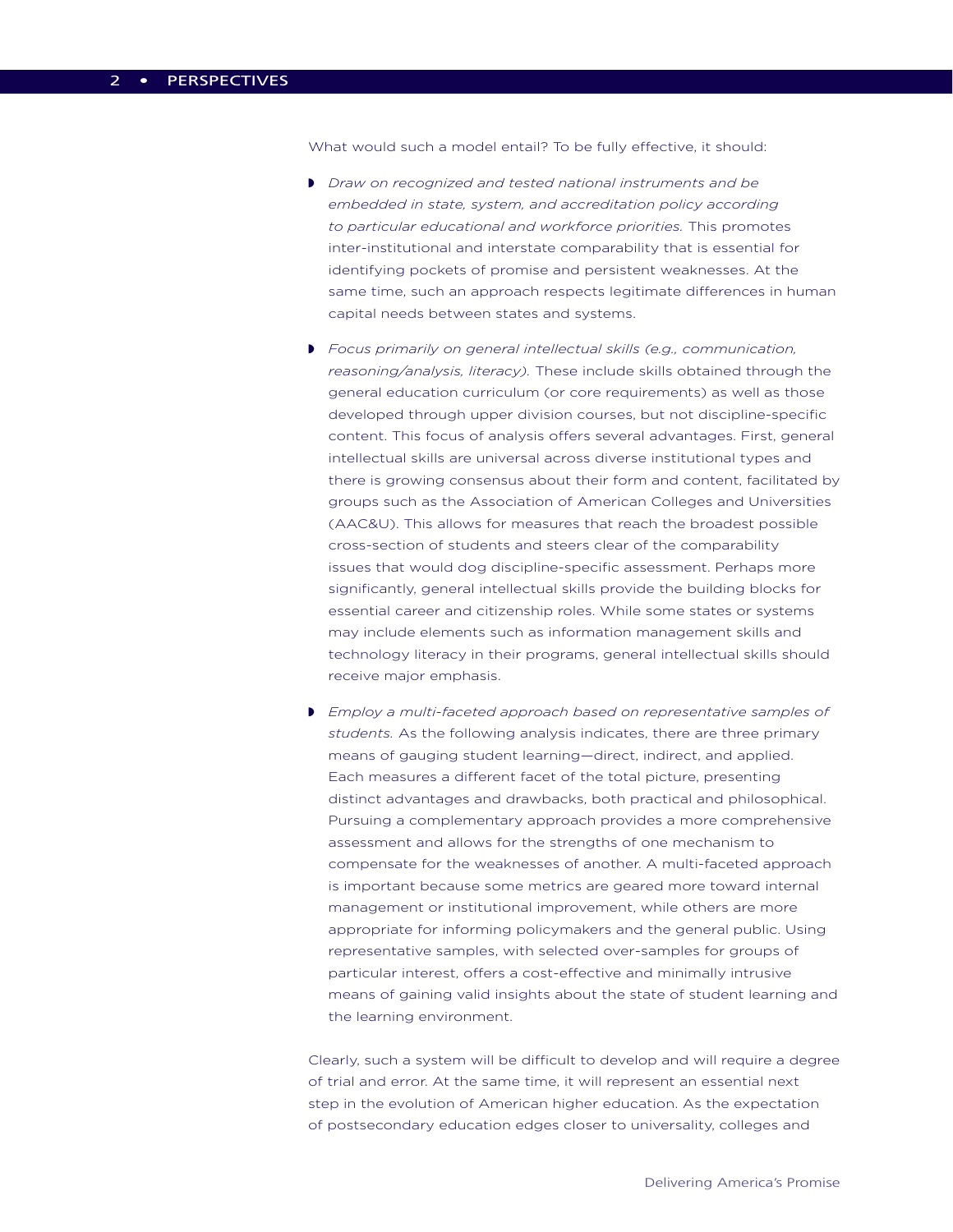What would such a model entail? To be fully effective, it should:

- *Draw on recognized and tested national instruments and be embedded in state, system, and accreditation policy according to particular educational and workforce priorities.* This promotes inter-institutional and interstate comparability that is essential for identifying pockets of promise and persistent weaknesses. At the same time, such an approach respects legitimate differences in human capital needs between states and systems.

- *Focus primarily on general intellectual skills (e.g., communication, reasoning/analysis, literacy).* These include skills obtained through the general education curriculum (or core requirements) as well as those developed through upper division courses, but not discipline-specific content. This focus of analysis offers several advantages. First, general intellectual skills are universal across diverse institutional types and there is growing consensus about their form and content, facilitated by groups such as the Association of American Colleges and Universities (AAC&U). This allows for measures that reach the broadest possible cross-section of students and steers clear of the comparability issues that would dog discipline-specific assessment. Perhaps more significantly, general intellectual skills provide the building blocks for essential career and citizenship roles. While some states or systems may include elements such as information management skills and technology literacy in their programs, general intellectual skills should receive major emphasis.

- *Employ a multi-faceted approach based on representative samples of students.* As the following analysis indicates, there are three primary means of gauging student learning—direct, indirect, and applied. Each measures a different facet of the total picture, presenting distinct advantages and drawbacks, both practical and philosophical. Pursuing a complementary approach provides a more comprehensive assessment and allows for the strengths of one mechanism to compensate for the weaknesses of another. A multi-faceted approach is important because some metrics are geared more toward internal management or institutional improvement, while others are more appropriate for informing policymakers and the general public. Using representative samples, with selected over-samples for groups of particular interest, offers a cost-effective and minimally intrusive means of gaining valid insights about the state of student learning and the learning environment.

Clearly, such a system will be difficult to develop and will require a degree of trial and error. At the same time, it will represent an essential next step in the evolution of American higher education. As the expectation of postsecondary education edges closer to universality, colleges and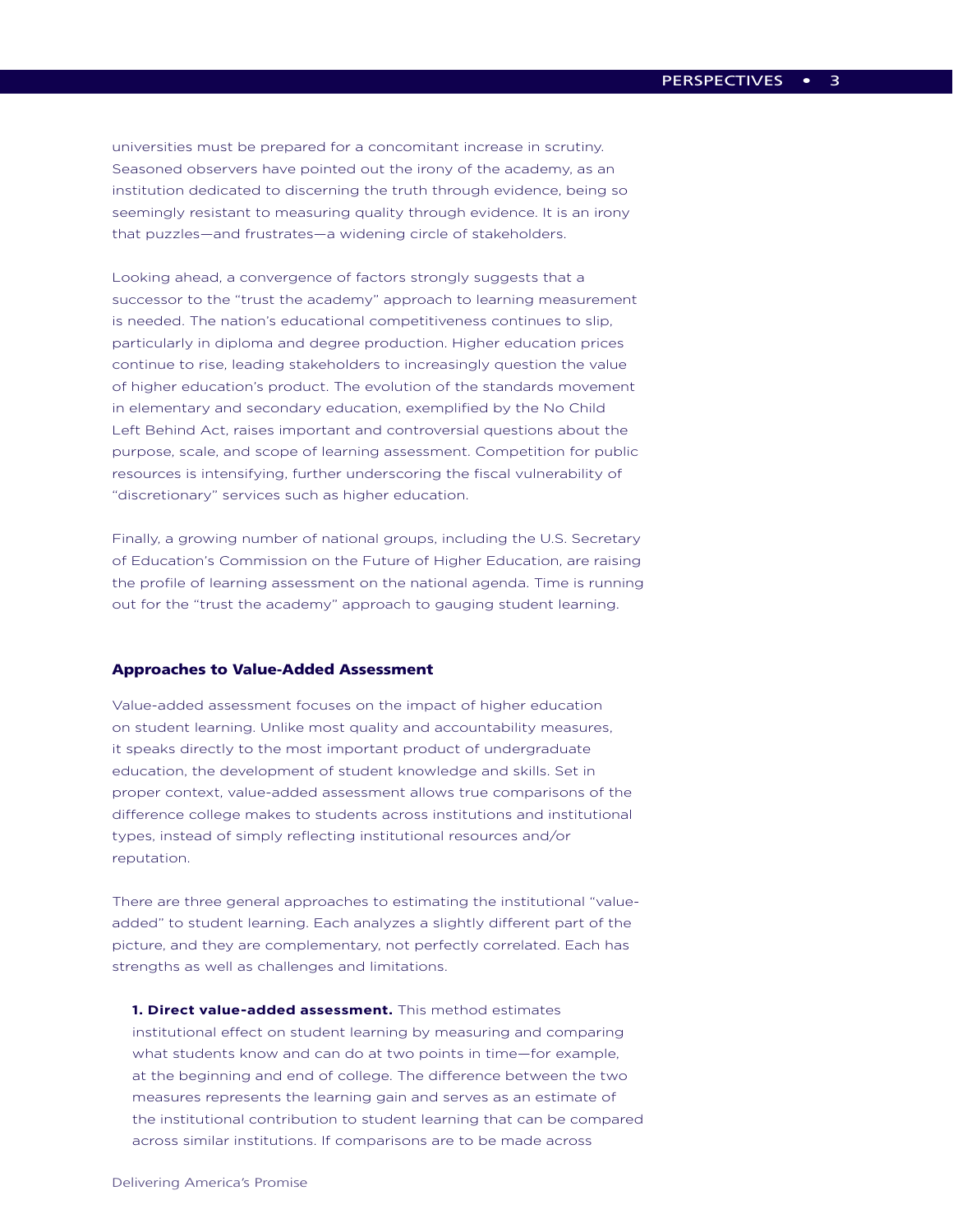universities must be prepared for a concomitant increase in scrutiny. Seasoned observers have pointed out the irony of the academy, as an institution dedicated to discerning the truth through evidence, being so seemingly resistant to measuring quality through evidence. It is an irony that puzzles—and frustrates—a widening circle of stakeholders.

Looking ahead, a convergence of factors strongly suggests that a successor to the "trust the academy" approach to learning measurement is needed. The nation's educational competitiveness continues to slip, particularly in diploma and degree production. Higher education prices continue to rise, leading stakeholders to increasingly question the value of higher education's product. The evolution of the standards movement in elementary and secondary education, exemplified by the No Child Left Behind Act, raises important and controversial questions about the purpose, scale, and scope of learning assessment. Competition for public resources is intensifying, further underscoring the fiscal vulnerability of "discretionary" services such as higher education.

Finally, a growing number of national groups, including the U.S. Secretary of Education's Commission on the Future of Higher Education, are raising the profile of learning assessment on the national agenda. Time is running out for the "trust the academy" approach to gauging student learning.

## Approaches to Value-Added Assessment

Value-added assessment focuses on the impact of higher education on student learning. Unlike most quality and accountability measures, it speaks directly to the most important product of undergraduate education, the development of student knowledge and skills. Set in proper context, value-added assessment allows true comparisons of the difference college makes to students across institutions and institutional types, instead of simply reflecting institutional resources and/or reputation.

There are three general approaches to estimating the institutional "value-added" to student learning. Each analyzes a slightly different part of the picture, and they are complementary, not perfectly correlated. Each has strengths as well as challenges and limitations.

**1. Direct value-added assessment.** This method estimates institutional effect on student learning by measuring and comparing what students know and can do at two points in time—for example, at the beginning and end of college. The difference between the two measures represents the learning gain and serves as an estimate of the institutional contribution to student learning that can be compared across similar institutions. If comparisons are to be made across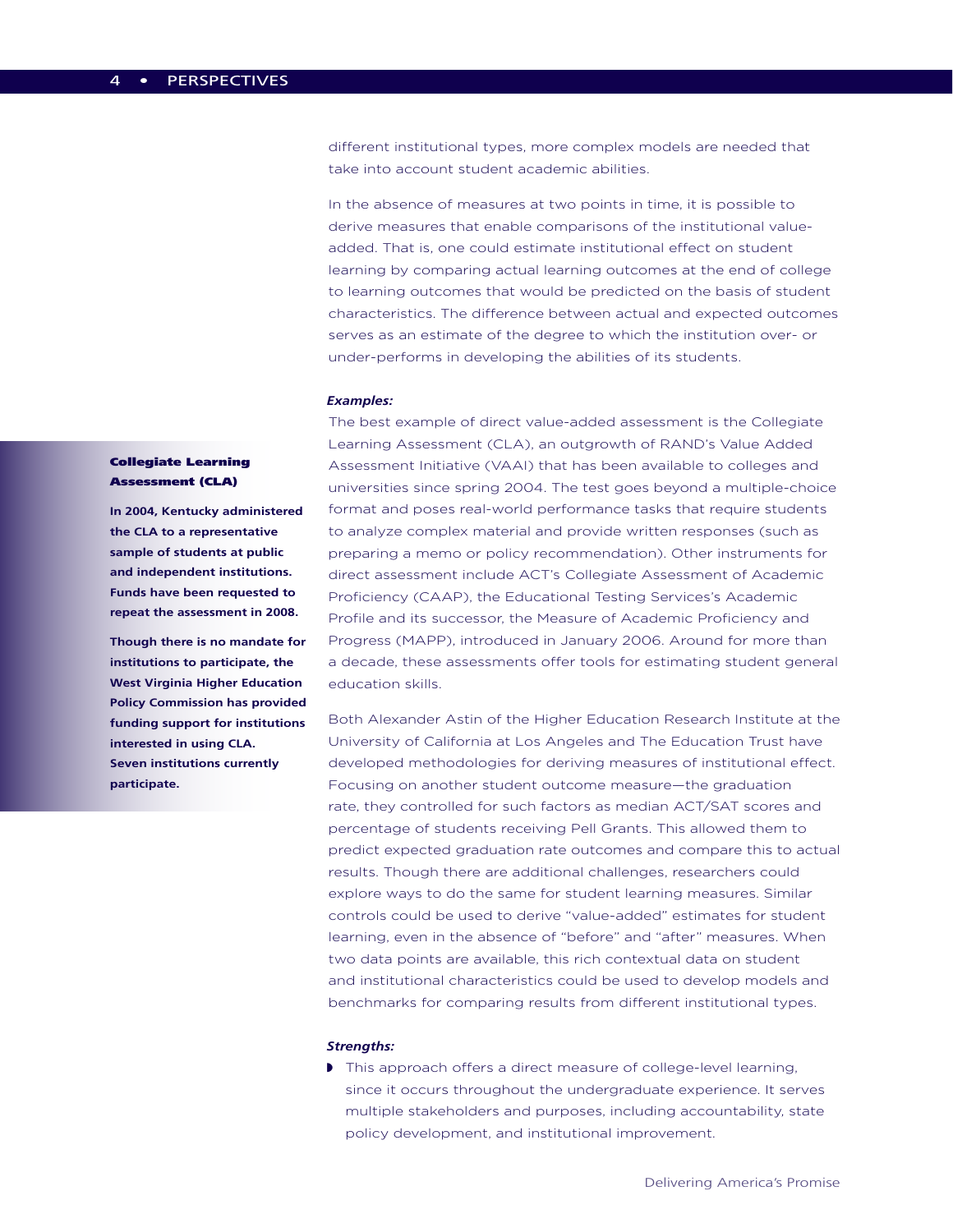different institutional types, more complex models are needed that take into account student academic abilities.

In the absence of measures at two points in time, it is possible to derive measures that enable comparisons of the institutional value-added. That is, one could estimate institutional effect on student learning by comparing actual learning outcomes at the end of college to learning outcomes that would be predicted on the basis of student characteristics. The difference between actual and expected outcomes serves as an estimate of the degree to which the institution over- or under-performs in developing the abilities of its students.

***Examples:***

The best example of direct value-added assessment is the Collegiate Learning Assessment (CLA), an outgrowth of RAND's Value Added Assessment Initiative (VAAI) that has been available to colleges and universities since spring 2004. The test goes beyond a multiple-choice format and poses real-world performance tasks that require students to analyze complex material and provide written responses (such as preparing a memo or policy recommendation). Other instruments for direct assessment include ACT's Collegiate Assessment of Academic Proficiency (CAAP), the Educational Testing Services's Academic Profile and its successor, the Measure of Academic Proficiency and Progress (MAPP), introduced in January 2006. Around for more than a decade, these assessments offer tools for estimating student general education skills.

**Collegiate Learning Assessment (CLA)**

**In 2004, Kentucky administered the CLA to a representative sample of students at public and independent institutions. Funds have been requested to repeat the assessment in 2008.**

**Though there is no mandate for institutions to participate, the West Virginia Higher Education Policy Commission has provided funding support for institutions interested in using CLA. Seven institutions currently participate.**

Both Alexander Astin of the Higher Education Research Institute at the University of California at Los Angeles and The Education Trust have developed methodologies for deriving measures of institutional effect. Focusing on another student outcome measure—the graduation rate, they controlled for such factors as median ACT/SAT scores and percentage of students receiving Pell Grants. This allowed them to predict expected graduation rate outcomes and compare this to actual results. Though there are additional challenges, researchers could explore ways to do the same for student learning measures. Similar controls could be used to derive "value-added" estimates for student learning, even in the absence of "before" and "after" measures. When two data points are available, this rich contextual data on student and institutional characteristics could be used to develop models and benchmarks for comparing results from different institutional types.

***Strengths:***

- This approach offers a direct measure of college-level learning, since it occurs throughout the undergraduate experience. It serves multiple stakeholders and purposes, including accountability, state policy development, and institutional improvement.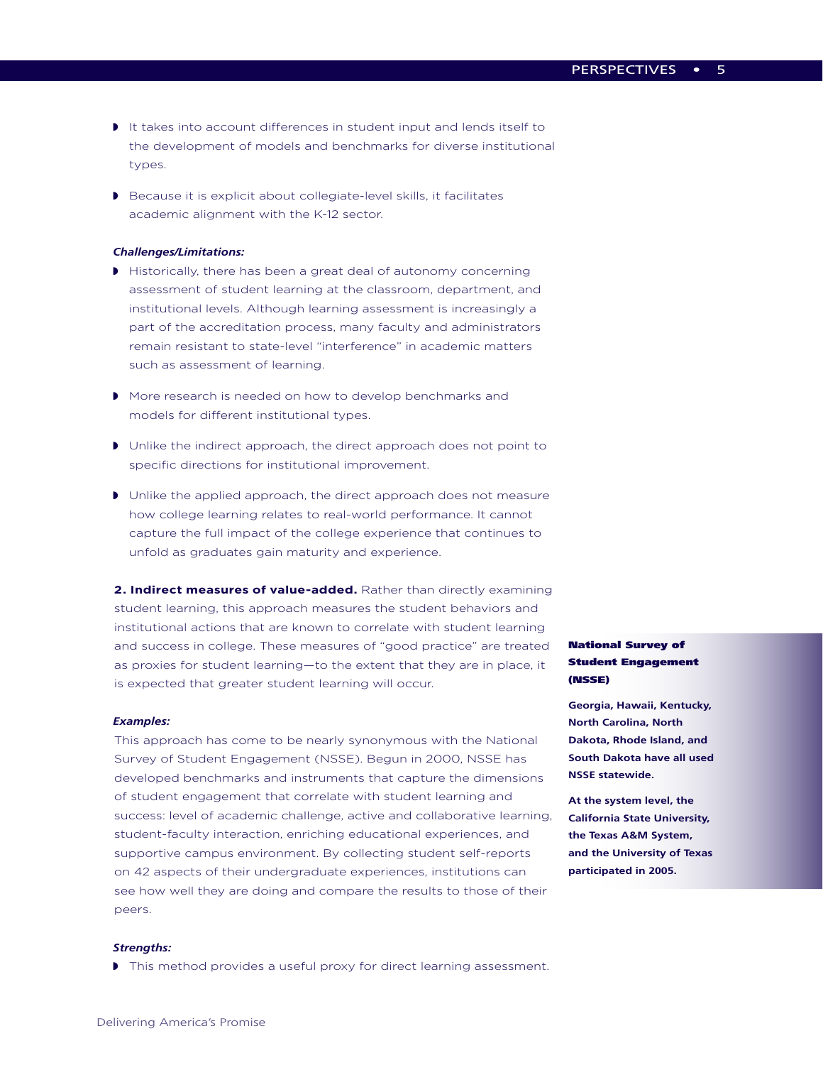- It takes into account differences in student input and lends itself to the development of models and benchmarks for diverse institutional types.
- Because it is explicit about collegiate-level skills, it facilitates academic alignment with the K-12 sector.

***Challenges/Limitations:***

- Historically, there has been a great deal of autonomy concerning assessment of student learning at the classroom, department, and institutional levels. Although learning assessment is increasingly a part of the accreditation process, many faculty and administrators remain resistant to state-level "interference" in academic matters such as assessment of learning.
- More research is needed on how to develop benchmarks and models for different institutional types.
- Unlike the indirect approach, the direct approach does not point to specific directions for institutional improvement.
- Unlike the applied approach, the direct approach does not measure how college learning relates to real-world performance. It cannot capture the full impact of the college experience that continues to unfold as graduates gain maturity and experience.

**2. Indirect measures of value-added.** Rather than directly examining student learning, this approach measures the student behaviors and institutional actions that are known to correlate with student learning and success in college. These measures of "good practice" are treated as proxies for student learning—to the extent that they are in place, it is expected that greater student learning will occur.

***Examples:***

This approach has come to be nearly synonymous with the National Survey of Student Engagement (NSSE). Begun in 2000, NSSE has developed benchmarks and instruments that capture the dimensions of student engagement that correlate with student learning and success: level of academic challenge, active and collaborative learning, student-faculty interaction, enriching educational experiences, and supportive campus environment. By collecting student self-reports on 42 aspects of their undergraduate experiences, institutions can see how well they are doing and compare the results to those of their peers.

**National Survey of Student Engagement (NSSE)**

**Georgia, Hawaii, Kentucky, North Carolina, North Dakota, Rhode Island, and South Dakota have all used NSSE statewide.**

**At the system level, the California State University, the Texas A&M System, and the University of Texas participated in 2005.**

***Strengths:***

- This method provides a useful proxy for direct learning assessment.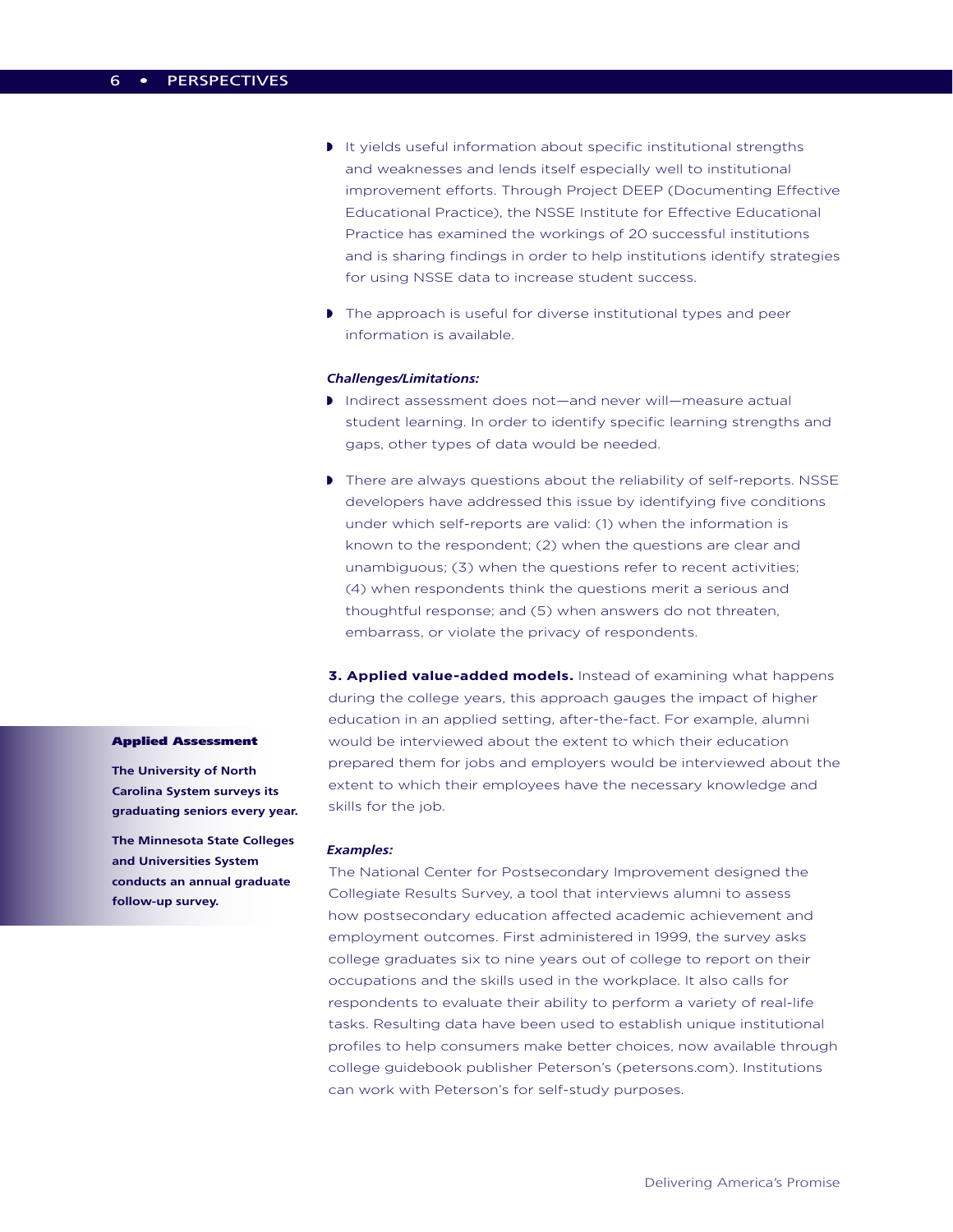- It yields useful information about specific institutional strengths and weaknesses and lends itself especially well to institutional improvement efforts. Through Project DEEP (Documenting Effective Educational Practice), the NSSE Institute for Effective Educational Practice has examined the workings of 20 successful institutions and is sharing findings in order to help institutions identify strategies for using NSSE data to increase student success.
- The approach is useful for diverse institutional types and peer information is available.

***Challenges/Limitations:***

- Indirect assessment does not—and never will—measure actual student learning. In order to identify specific learning strengths and gaps, other types of data would be needed.
- There are always questions about the reliability of self-reports. NSSE developers have addressed this issue by identifying five conditions under which self-reports are valid: (1) when the information is known to the respondent; (2) when the questions are clear and unambiguous; (3) when the questions refer to recent activities; (4) when respondents think the questions merit a serious and thoughtful response; and (5) when answers do not threaten, embarrass, or violate the privacy of respondents.

**3. Applied value-added models.** Instead of examining what happens during the college years, this approach gauges the impact of higher education in an applied setting, after-the-fact. For example, alumni would be interviewed about the extent to which their education prepared them for jobs and employers would be interviewed about the extent to which their employees have the necessary knowledge and skills for the job.

***Examples:***

The National Center for Postsecondary Improvement designed the Collegiate Results Survey, a tool that interviews alumni to assess how postsecondary education affected academic achievement and employment outcomes. First administered in 1999, the survey asks college graduates six to nine years out of college to report on their occupations and the skills used in the workplace. It also calls for respondents to evaluate their ability to perform a variety of real-life tasks. Resulting data have been used to establish unique institutional profiles to help consumers make better choices, now available through college guidebook publisher Peterson's (petersons.com). Institutions can work with Peterson's for self-study purposes.

**Applied Assessment**

**The University of North Carolina System surveys its graduating seniors every year.**

**The Minnesota State Colleges and Universities System conducts an annual graduate follow-up survey.**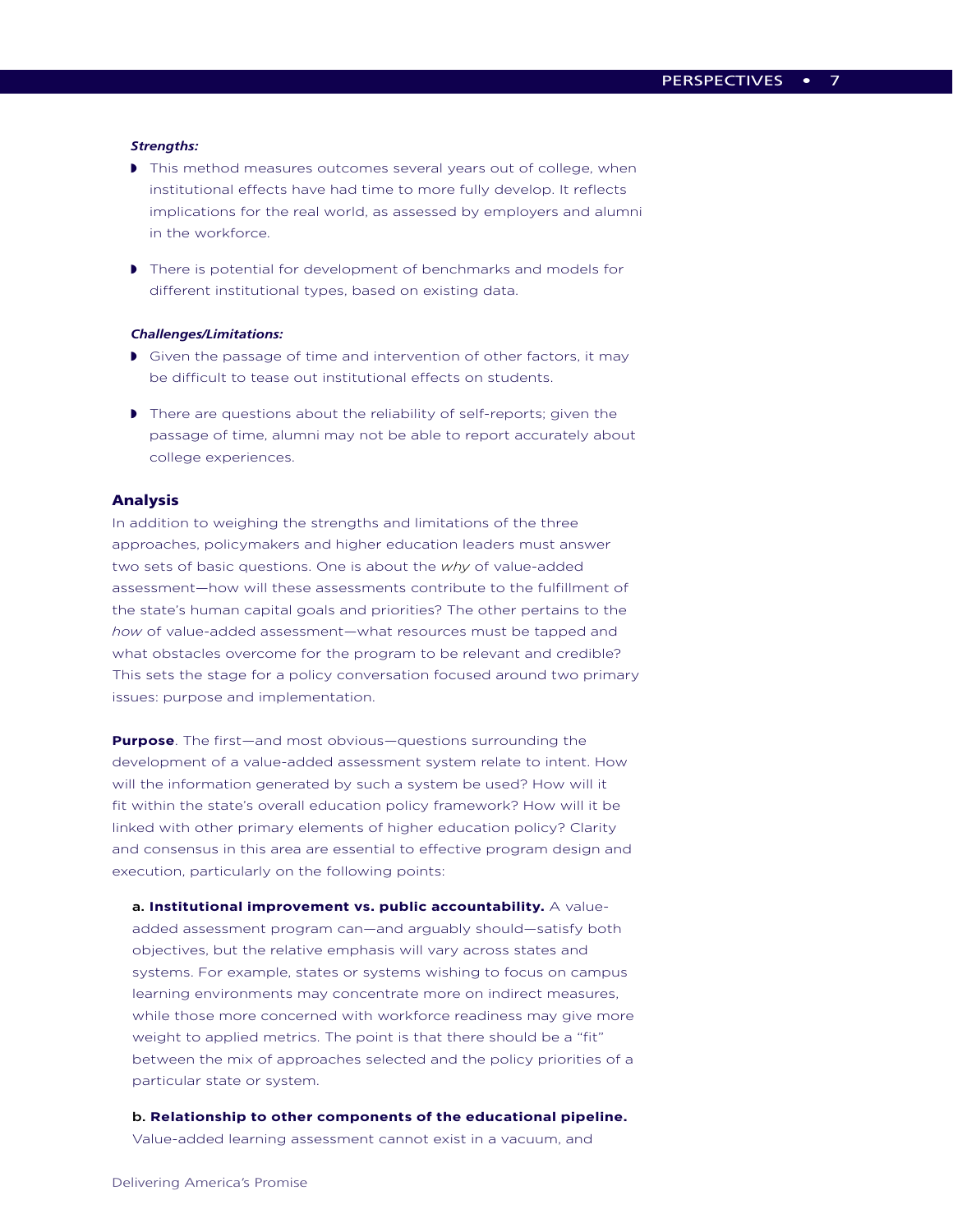***Strengths:***

- This method measures outcomes several years out of college, when institutional effects have had time to more fully develop. It reflects implications for the real world, as assessed by employers and alumni in the workforce.
- There is potential for development of benchmarks and models for different institutional types, based on existing data.

***Challenges/Limitations:***

- Given the passage of time and intervention of other factors, it may be difficult to tease out institutional effects on students.
- There are questions about the reliability of self-reports; given the passage of time, alumni may not be able to report accurately about college experiences.

## Analysis

In addition to weighing the strengths and limitations of the three approaches, policymakers and higher education leaders must answer two sets of basic questions. One is about the *why* of value-added assessment—how will these assessments contribute to the fulfillment of the state's human capital goals and priorities? The other pertains to the *how* of value-added assessment—what resources must be tapped and what obstacles overcome for the program to be relevant and credible? This sets the stage for a policy conversation focused around two primary issues: purpose and implementation.

**Purpose**. The first—and most obvious—questions surrounding the development of a value-added assessment system relate to intent. How will the information generated by such a system be used? How will it fit within the state's overall education policy framework? How will it be linked with other primary elements of higher education policy? Clarity and consensus in this area are essential to effective program design and execution, particularly on the following points:

a. **Institutional improvement vs. public accountability.** A value-added assessment program can—and arguably should—satisfy both objectives, but the relative emphasis will vary across states and systems. For example, states or systems wishing to focus on campus learning environments may concentrate more on indirect measures, while those more concerned with workforce readiness may give more weight to applied metrics. The point is that there should be a "fit" between the mix of approaches selected and the policy priorities of a particular state or system.

b. **Relationship to other components of the educational pipeline.** Value-added learning assessment cannot exist in a vacuum, and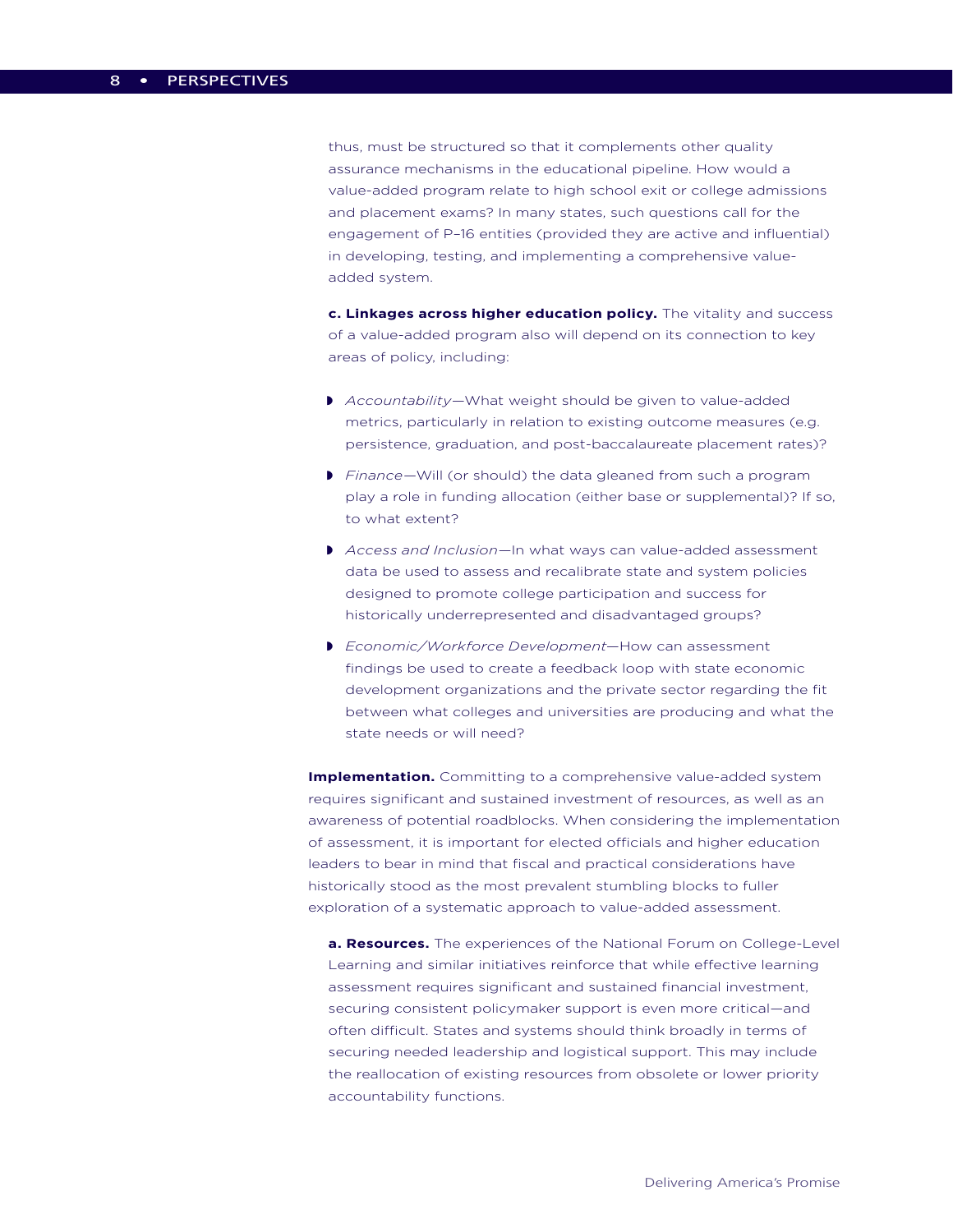thus, must be structured so that it complements other quality assurance mechanisms in the educational pipeline. How would a value-added program relate to high school exit or college admissions and placement exams? In many states, such questions call for the engagement of P–16 entities (provided they are active and influential) in developing, testing, and implementing a comprehensive value-added system.

**c. Linkages across higher education policy.** The vitality and success of a value-added program also will depend on its connection to key areas of policy, including:

- *Accountability*—What weight should be given to value-added metrics, particularly in relation to existing outcome measures (e.g. persistence, graduation, and post-baccalaureate placement rates)?
- *Finance*—Will (or should) the data gleaned from such a program play a role in funding allocation (either base or supplemental)? If so, to what extent?
- *Access and Inclusion*—In what ways can value-added assessment data be used to assess and recalibrate state and system policies designed to promote college participation and success for historically underrepresented and disadvantaged groups?
- *Economic/Workforce Development*—How can assessment findings be used to create a feedback loop with state economic development organizations and the private sector regarding the fit between what colleges and universities are producing and what the state needs or will need?

**Implementation.** Committing to a comprehensive value-added system requires significant and sustained investment of resources, as well as an awareness of potential roadblocks. When considering the implementation of assessment, it is important for elected officials and higher education leaders to bear in mind that fiscal and practical considerations have historically stood as the most prevalent stumbling blocks to fuller exploration of a systematic approach to value-added assessment.

**a. Resources.** The experiences of the National Forum on College-Level Learning and similar initiatives reinforce that while effective learning assessment requires significant and sustained financial investment, securing consistent policymaker support is even more critical—and often difficult. States and systems should think broadly in terms of securing needed leadership and logistical support. This may include the reallocation of existing resources from obsolete or lower priority accountability functions.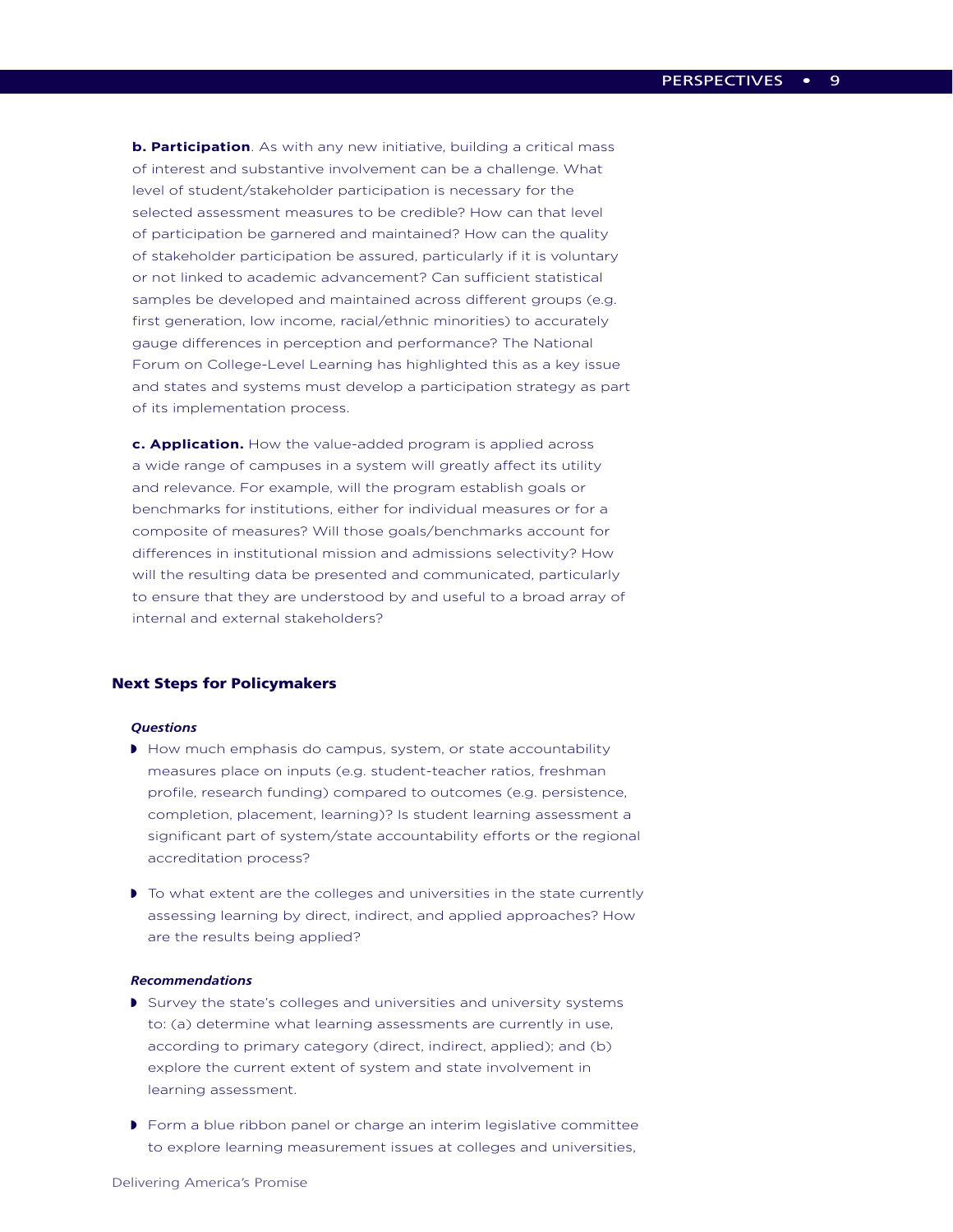**b. Participation**. As with any new initiative, building a critical mass of interest and substantive involvement can be a challenge. What level of student/stakeholder participation is necessary for the selected assessment measures to be credible? How can that level of participation be garnered and maintained? How can the quality of stakeholder participation be assured, particularly if it is voluntary or not linked to academic advancement? Can sufficient statistical samples be developed and maintained across different groups (e.g. first generation, low income, racial/ethnic minorities) to accurately gauge differences in perception and performance? The National Forum on College-Level Learning has highlighted this as a key issue and states and systems must develop a participation strategy as part of its implementation process.

**c. Application.** How the value-added program is applied across a wide range of campuses in a system will greatly affect its utility and relevance. For example, will the program establish goals or benchmarks for institutions, either for individual measures or for a composite of measures? Will those goals/benchmarks account for differences in institutional mission and admissions selectivity? How will the resulting data be presented and communicated, particularly to ensure that they are understood by and useful to a broad array of internal and external stakeholders?

## Next Steps for Policymakers

***Questions***

- How much emphasis do campus, system, or state accountability measures place on inputs (e.g. student-teacher ratios, freshman profile, research funding) compared to outcomes (e.g. persistence, completion, placement, learning)? Is student learning assessment a significant part of system/state accountability efforts or the regional accreditation process?
- To what extent are the colleges and universities in the state currently assessing learning by direct, indirect, and applied approaches? How are the results being applied?

***Recommendations***

- Survey the state's colleges and universities and university systems to: (a) determine what learning assessments are currently in use, according to primary category (direct, indirect, applied); and (b) explore the current extent of system and state involvement in learning assessment.
- Form a blue ribbon panel or charge an interim legislative committee to explore learning measurement issues at colleges and universities,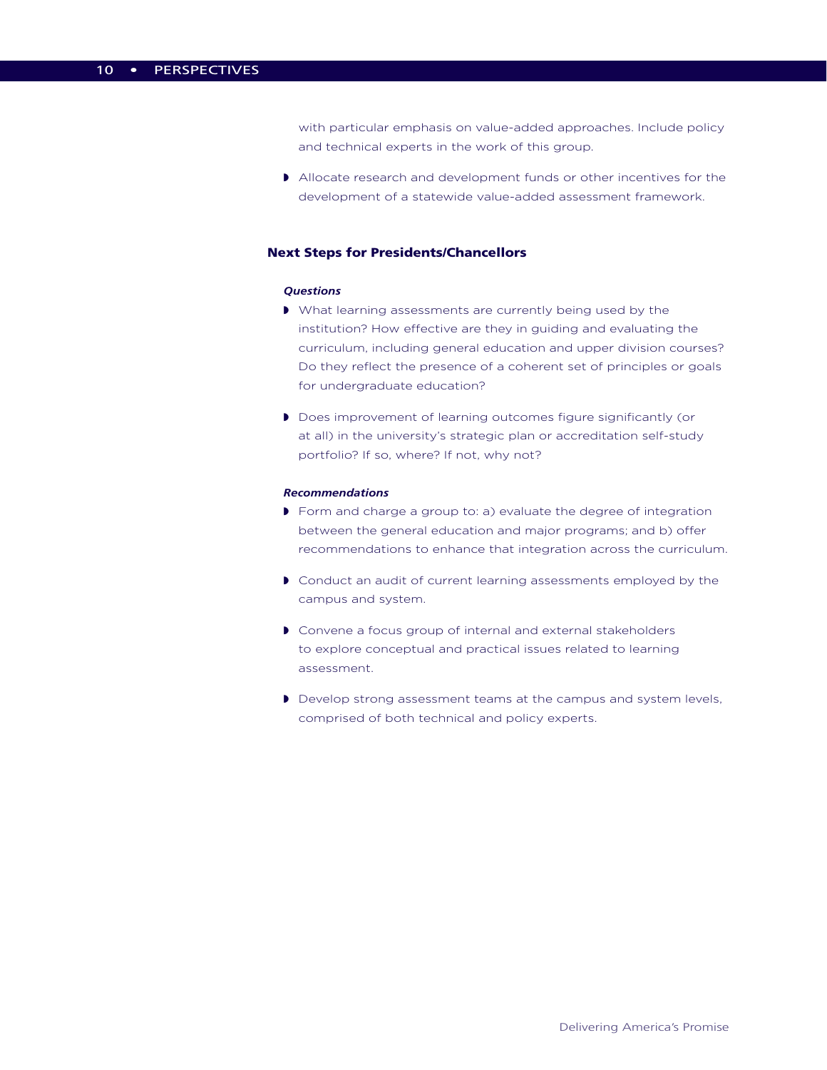with particular emphasis on value-added approaches. Include policy and technical experts in the work of this group.

- Allocate research and development funds or other incentives for the development of a statewide value-added assessment framework.

### Next Steps for Presidents/Chancellors

***Questions***

- What learning assessments are currently being used by the institution? How effective are they in guiding and evaluating the curriculum, including general education and upper division courses? Do they reflect the presence of a coherent set of principles or goals for undergraduate education?

- Does improvement of learning outcomes figure significantly (or at all) in the university's strategic plan or accreditation self-study portfolio? If so, where? If not, why not?

***Recommendations***

- Form and charge a group to: a) evaluate the degree of integration between the general education and major programs; and b) offer recommendations to enhance that integration across the curriculum.

- Conduct an audit of current learning assessments employed by the campus and system.

- Convene a focus group of internal and external stakeholders to explore conceptual and practical issues related to learning assessment.

- Develop strong assessment teams at the campus and system levels, comprised of both technical and policy experts.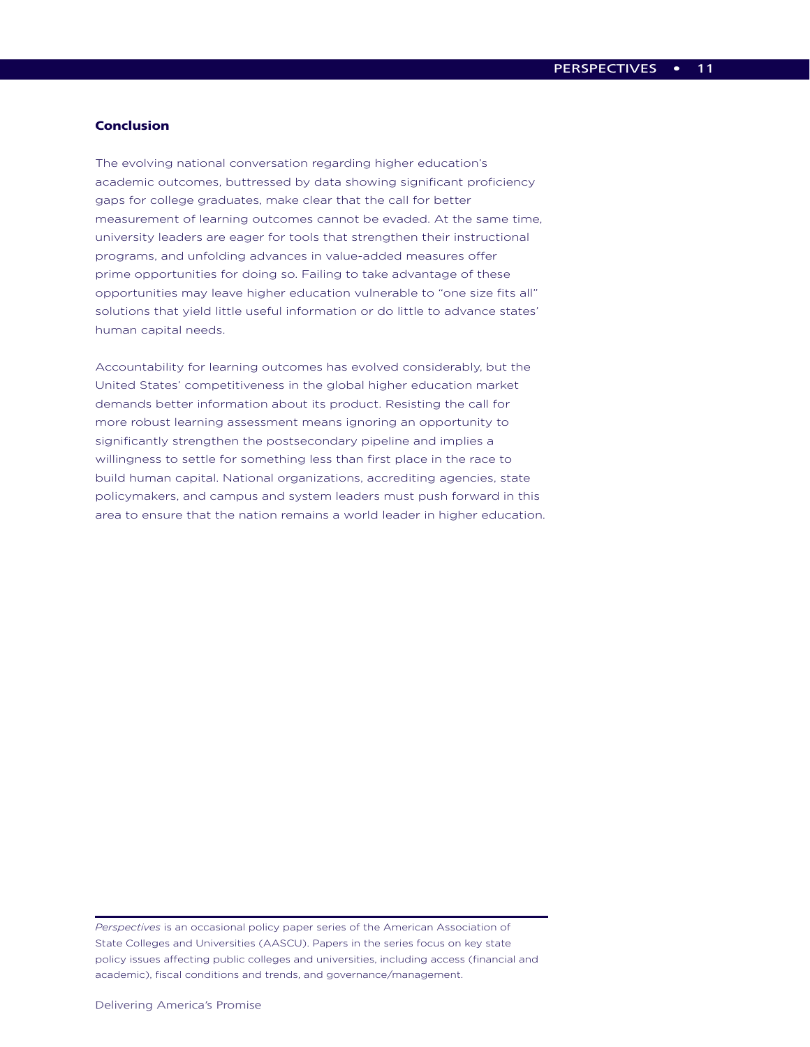## Conclusion

The evolving national conversation regarding higher education's academic outcomes, buttressed by data showing significant proficiency gaps for college graduates, make clear that the call for better measurement of learning outcomes cannot be evaded. At the same time, university leaders are eager for tools that strengthen their instructional programs, and unfolding advances in value-added measures offer prime opportunities for doing so. Failing to take advantage of these opportunities may leave higher education vulnerable to "one size fits all" solutions that yield little useful information or do little to advance states' human capital needs.

Accountability for learning outcomes has evolved considerably, but the United States' competitiveness in the global higher education market demands better information about its product. Resisting the call for more robust learning assessment means ignoring an opportunity to significantly strengthen the postsecondary pipeline and implies a willingness to settle for something less than first place in the race to build human capital. National organizations, accrediting agencies, state policymakers, and campus and system leaders must push forward in this area to ensure that the nation remains a world leader in higher education.

---

*Perspectives* is an occasional policy paper series of the American Association of State Colleges and Universities (AASCU). Papers in the series focus on key state policy issues affecting public colleges and universities, including access (financial and academic), fiscal conditions and trends, and governance/management.

Delivering America's Promise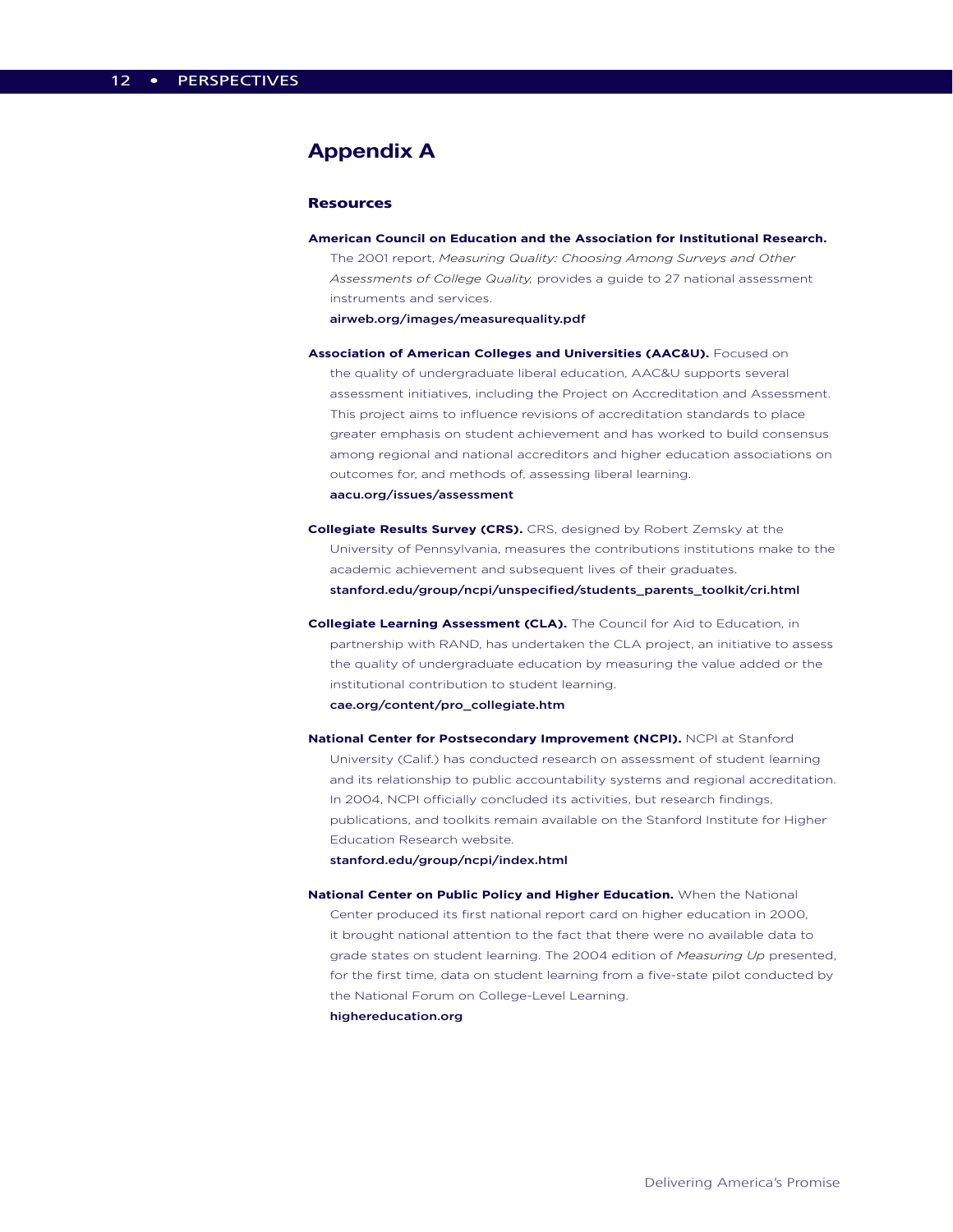# Appendix A

## Resources

**American Council on Education and the Association for Institutional Research.** The 2001 report, *Measuring Quality: Choosing Among Surveys and Other Assessments of College Quality,* provides a guide to 27 national assessment instruments and services.
**airweb.org/images/measurequality.pdf**

**Association of American Colleges and Universities (AAC&U).** Focused on the quality of undergraduate liberal education, AAC&U supports several assessment initiatives, including the Project on Accreditation and Assessment. This project aims to influence revisions of accreditation standards to place greater emphasis on student achievement and has worked to build consensus among regional and national accreditors and higher education associations on outcomes for, and methods of, assessing liberal learning.
**aacu.org/issues/assessment**

**Collegiate Results Survey (CRS).** CRS, designed by Robert Zemsky at the University of Pennsylvania, measures the contributions institutions make to the academic achievement and subsequent lives of their graduates.
**stanford.edu/group/ncpi/unspecified/students_parents_toolkit/cri.html**

**Collegiate Learning Assessment (CLA).** The Council for Aid to Education, in partnership with RAND, has undertaken the CLA project, an initiative to assess the quality of undergraduate education by measuring the value added or the institutional contribution to student learning.
**cae.org/content/pro_collegiate.htm**

**National Center for Postsecondary Improvement (NCPI).** NCPI at Stanford University (Calif.) has conducted research on assessment of student learning and its relationship to public accountability systems and regional accreditation. In 2004, NCPI officially concluded its activities, but research findings, publications, and toolkits remain available on the Stanford Institute for Higher Education Research website.
**stanford.edu/group/ncpi/index.html**

**National Center on Public Policy and Higher Education.** When the National Center produced its first national report card on higher education in 2000, it brought national attention to the fact that there were no available data to grade states on student learning. The 2004 edition of *Measuring Up* presented, for the first time, data on student learning from a five-state pilot conducted by the National Forum on College-Level Learning.
**highereducation.org**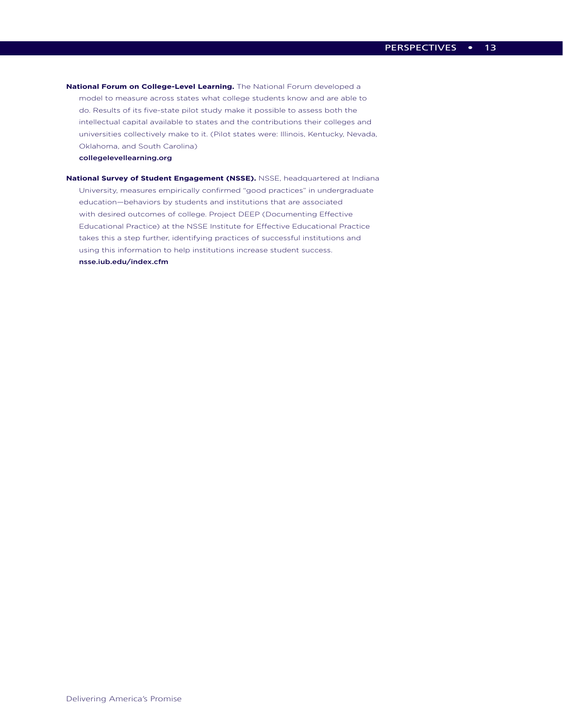**National Forum on College-Level Learning.** The National Forum developed a model to measure across states what college students know and are able to do. Results of its five-state pilot study make it possible to assess both the intellectual capital available to states and the contributions their colleges and universities collectively make to it. (Pilot states were: Illinois, Kentucky, Nevada, Oklahoma, and South Carolina)
**collegelevellearning.org**

**National Survey of Student Engagement (NSSE).** NSSE, headquartered at Indiana University, measures empirically confirmed "good practices" in undergraduate education—behaviors by students and institutions that are associated with desired outcomes of college. Project DEEP (Documenting Effective Educational Practice) at the NSSE Institute for Effective Educational Practice takes this a step further, identifying practices of successful institutions and using this information to help institutions increase student success.
**nsse.iub.edu/index.cfm**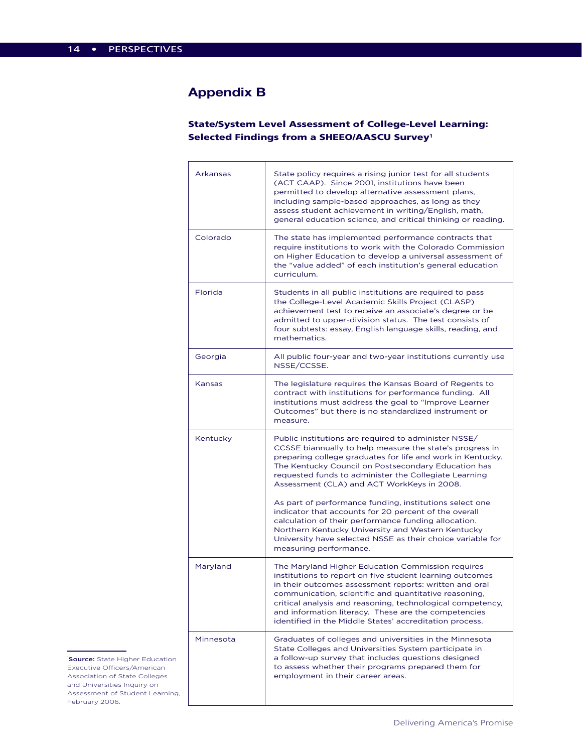## Appendix B

### State/System Level Assessment of College-Level Learning: Selected Findings from a SHEEO/AASCU Survey[1]

| State | Findings |
|---|---|
| Arkansas | State policy requires a rising junior test for all students (ACT CAAP). Since 2001, institutions have been permitted to develop alternative assessment plans, including sample-based approaches, as long as they assess student achievement in writing/English, math, general education science, and critical thinking or reading. |
| Colorado | The state has implemented performance contracts that require institutions to work with the Colorado Commission on Higher Education to develop a universal assessment of the "value added" of each institution's general education curriculum. |
| Florida | Students in all public institutions are required to pass the College-Level Academic Skills Project (CLASP) achievement test to receive an associate's degree or be admitted to upper-division status. The test consists of four subtests: essay, English language skills, reading, and mathematics. |
| Georgia | All public four-year and two-year institutions currently use NSSE/CCSSE. |
| Kansas | The legislature requires the Kansas Board of Regents to contract with institutions for performance funding. All institutions must address the goal to "Improve Learner Outcomes" but there is no standardized instrument or measure. |
| Kentucky | Public institutions are required to administer NSSE/CCSSE biannually to help measure the state's progress in preparing college graduates for life and work in Kentucky. The Kentucky Council on Postsecondary Education has requested funds to administer the Collegiate Learning Assessment (CLA) and ACT WorkKeys in 2008.<br><br>As part of performance funding, institutions select one indicator that accounts for 20 percent of the overall calculation of their performance funding allocation. Northern Kentucky University and Western Kentucky University have selected NSSE as their choice variable for measuring performance. |
| Maryland | The Maryland Higher Education Commission requires institutions to report on five student learning outcomes in their outcomes assessment reports: written and oral communication, scientific and quantitative reasoning, critical analysis and reasoning, technological competency, and information literacy. These are the competencies identified in the Middle States' accreditation process. |
| Minnesota | Graduates of colleges and universities in the Minnesota State Colleges and Universities System participate in a follow-up survey that includes questions designed to assess whether their programs prepared them for employment in their career areas. |

[1] **Source:** State Higher Education Executive Officers/American Association of State Colleges and Universities Inquiry on Assessment of Student Learning, February 2006.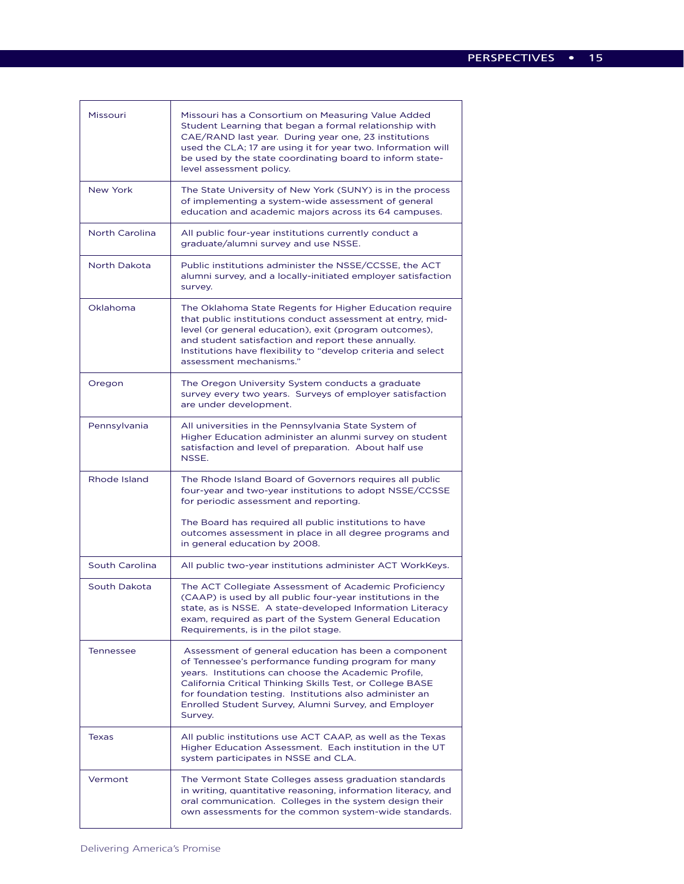| | |
|---|---|
| Missouri | Missouri has a Consortium on Measuring Value Added Student Learning that began a formal relationship with CAE/RAND last year. During year one, 23 institutions used the CLA; 17 are using it for year two. Information will be used by the state coordinating board to inform state-level assessment policy. |
| New York | The State University of New York (SUNY) is in the process of implementing a system-wide assessment of general education and academic majors across its 64 campuses. |
| North Carolina | All public four-year institutions currently conduct a graduate/alumni survey and use NSSE. |
| North Dakota | Public institutions administer the NSSE/CCSSE, the ACT alumni survey, and a locally-initiated employer satisfaction survey. |
| Oklahoma | The Oklahoma State Regents for Higher Education require that public institutions conduct assessment at entry, mid-level (or general education), exit (program outcomes), and student satisfaction and report these annually. Institutions have flexibility to "develop criteria and select assessment mechanisms." |
| Oregon | The Oregon University System conducts a graduate survey every two years. Surveys of employer satisfaction are under development. |
| Pennsylvania | All universities in the Pennsylvania State System of Higher Education administer an alunmi survey on student satisfaction and level of preparation. About half use NSSE. |
| Rhode Island | The Rhode Island Board of Governors requires all public four-year and two-year institutions to adopt NSSE/CCSSE for periodic assessment and reporting.<br><br>The Board has required all public institutions to have outcomes assessment in place in all degree programs and in general education by 2008. |
| South Carolina | All public two-year institutions administer ACT WorkKeys. |
| South Dakota | The ACT Collegiate Assessment of Academic Proficiency (CAAP) is used by all public four-year institutions in the state, as is NSSE. A state-developed Information Literacy exam, required as part of the System General Education Requirements, is in the pilot stage. |
| Tennessee | Assessment of general education has been a component of Tennessee's performance funding program for many years. Institutions can choose the Academic Profile, California Critical Thinking Skills Test, or College BASE for foundation testing. Institutions also administer an Enrolled Student Survey, Alumni Survey, and Employer Survey. |
| Texas | All public institutions use ACT CAAP, as well as the Texas Higher Education Assessment. Each institution in the UT system participates in NSSE and CLA. |
| Vermont | The Vermont State Colleges assess graduation standards in writing, quantitative reasoning, information literacy, and oral communication. Colleges in the system design their own assessments for the common system-wide standards. |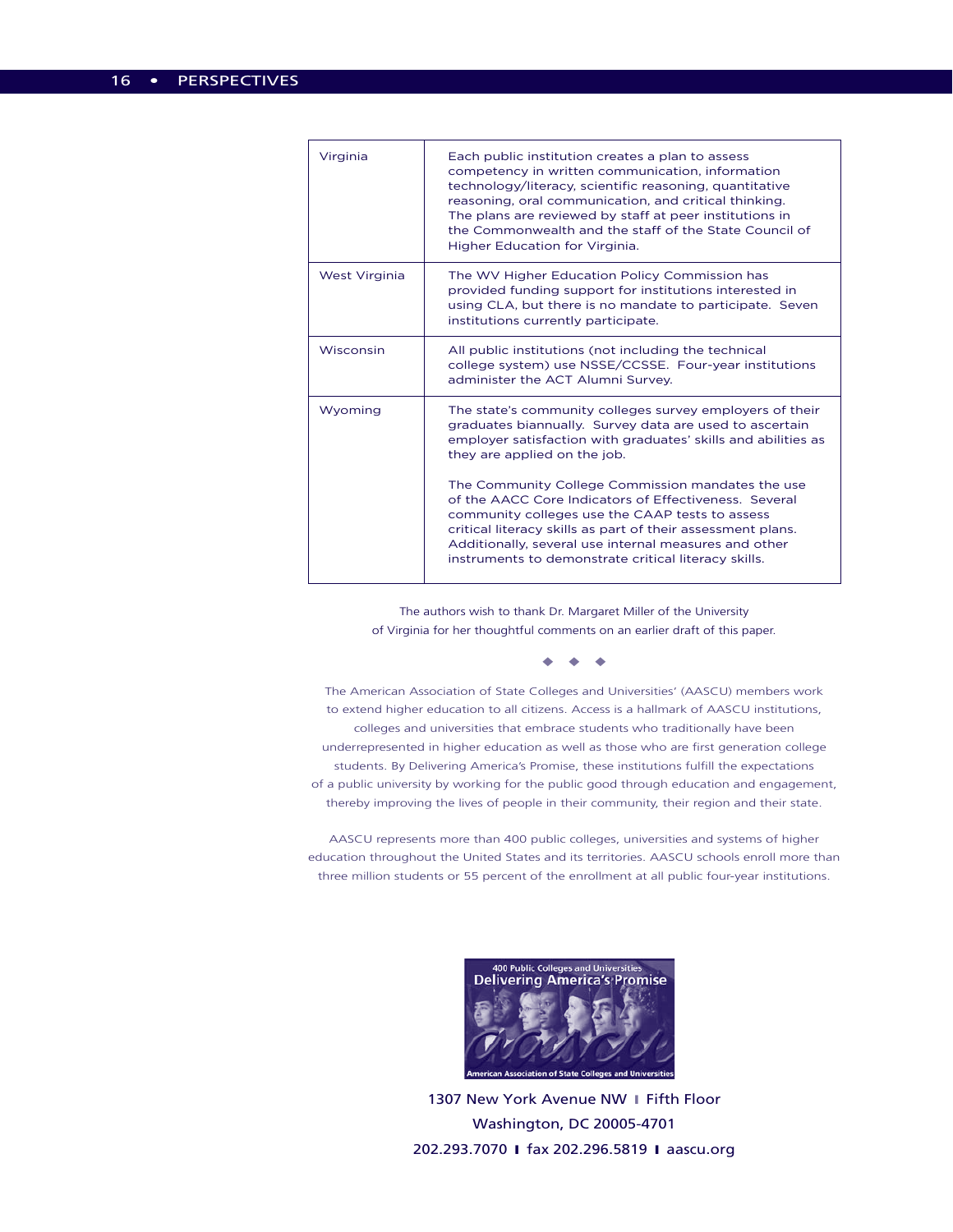| | |
|---|---|
| Virginia | Each public institution creates a plan to assess competency in written communication, information technology/literacy, scientific reasoning, quantitative reasoning, oral communication, and critical thinking. The plans are reviewed by staff at peer institutions in the Commonwealth and the staff of the State Council of Higher Education for Virginia. |
| West Virginia | The WV Higher Education Policy Commission has provided funding support for institutions interested in using CLA, but there is no mandate to participate. Seven institutions currently participate. |
| Wisconsin | All public institutions (not including the technical college system) use NSSE/CCSSE. Four-year institutions administer the ACT Alumni Survey. |
| Wyoming | The state's community colleges survey employers of their graduates biannually. Survey data are used to ascertain employer satisfaction with graduates' skills and abilities as they are applied on the job.<br><br>The Community College Commission mandates the use of the AACC Core Indicators of Effectiveness. Several community colleges use the CAAP tests to assess critical literacy skills as part of their assessment plans. Additionally, several use internal measures and other instruments to demonstrate critical literacy skills. |

The authors wish to thank Dr. Margaret Miller of the University of Virginia for her thoughtful comments on an earlier draft of this paper.

◆ ◆ ◆

The American Association of State Colleges and Universities' (AASCU) members work to extend higher education to all citizens. Access is a hallmark of AASCU institutions, colleges and universities that embrace students who traditionally have been underrepresented in higher education as well as those who are first generation college students. By Delivering America's Promise, these institutions fulfill the expectations of a public university by working for the public good through education and engagement, thereby improving the lives of people in their community, their region and their state.

AASCU represents more than 400 public colleges, universities and systems of higher education throughout the United States and its territories. AASCU schools enroll more than three million students or 55 percent of the enrollment at all public four-year institutions.

400 Public Colleges and Universities
Delivering America's Promise
American Association of State Colleges and Universities

1307 New York Avenue NW | Fifth Floor
Washington, DC 20005-4701
202.293.7070 | fax 202.296.5819 | aascu.org